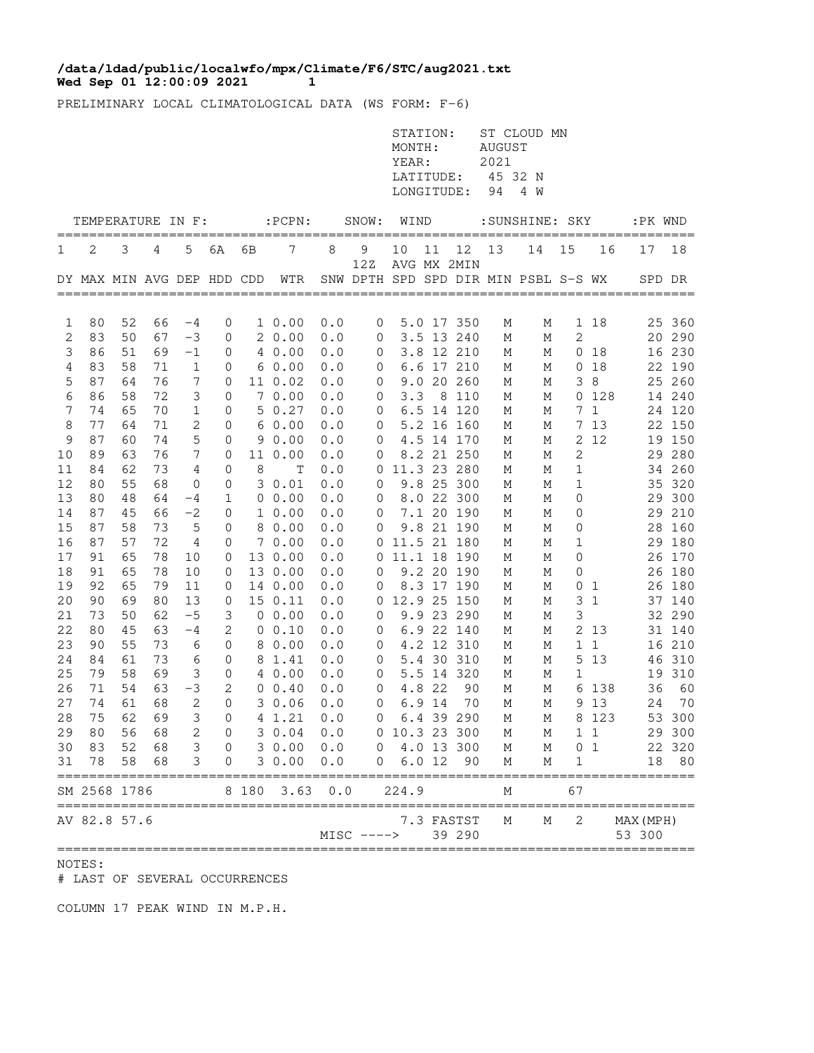**/data/ldad/public/localwfo/mpx/Climate/F6/STC/aug2021.txt**
**Wed Sep 01 12:00:09 2021 1**

PRELIMINARY LOCAL CLIMATOLOGICAL DATA (WS FORM: F-6)

STATION: ST CLOUD MN
MONTH: AUGUST
YEAR: 2021
LATITUDE: 45 32 N
LONGITUDE: 94 4 W

| TEMPERATURE IN F: | | | | | | | :PCPN: | SNOW: | | WIND | | | :SUNSHINE: | | SKY | | :PK WND | |
|---|---|---|---|---|---|---|---|---|---|---|---|---|---|---|---|---|---|---|
| 1 | 2 | 3 | 4 | 5 | 6A | 6B | 7 | 8 | 9 12Z | 10 | 11 | 12 | 13 | 14 | 15 | 16 | 17 | 18 |
| DY | MAX | MIN | AVG | DEP | HDD | CDD | WTR | SNW | DPTH | AVG SPD | MX SPD | 2MIN DIR | MIN | PSBL | S-S | WX | SPD | DR |
| 1 | 80 | 52 | 66 | -4 | 0 | 1 | 0.00 | 0.0 | 0 | 5.0 | 17 | 350 | M | M | 1 | 18 | 25 | 360 |
| 2 | 83 | 50 | 67 | -3 | 0 | 2 | 0.00 | 0.0 | 0 | 3.5 | 13 | 240 | M | M | 2 | | 20 | 290 |
| 3 | 86 | 51 | 69 | -1 | 0 | 4 | 0.00 | 0.0 | 0 | 3.8 | 12 | 210 | M | M | 0 | 18 | 16 | 230 |
| 4 | 83 | 58 | 71 | 1 | 0 | 6 | 0.00 | 0.0 | 0 | 6.6 | 17 | 210 | M | M | 0 | 18 | 22 | 190 |
| 5 | 87 | 64 | 76 | 7 | 0 | 11 | 0.02 | 0.0 | 0 | 9.0 | 20 | 260 | M | M | 3 | 8 | 25 | 260 |
| 6 | 86 | 58 | 72 | 3 | 0 | 7 | 0.00 | 0.0 | 0 | 3.3 | 8 | 110 | M | M | 0 | 128 | 14 | 240 |
| 7 | 74 | 65 | 70 | 1 | 0 | 5 | 0.27 | 0.0 | 0 | 6.5 | 14 | 120 | M | M | 7 | 1 | 24 | 120 |
| 8 | 77 | 64 | 71 | 2 | 0 | 6 | 0.00 | 0.0 | 0 | 5.2 | 16 | 160 | M | M | 7 | 13 | 22 | 150 |
| 9 | 87 | 60 | 74 | 5 | 0 | 9 | 0.00 | 0.0 | 0 | 4.5 | 14 | 170 | M | M | 2 | 12 | 19 | 150 |
| 10 | 89 | 63 | 76 | 7 | 0 | 11 | 0.00 | 0.0 | 0 | 8.2 | 21 | 250 | M | M | 2 | | 29 | 280 |
| 11 | 84 | 62 | 73 | 4 | 0 | 8 | T | 0.0 | 0 | 11.3 | 23 | 280 | M | M | 1 | | 34 | 260 |
| 12 | 80 | 55 | 68 | 0 | 0 | 3 | 0.01 | 0.0 | 0 | 9.8 | 25 | 300 | M | M | 1 | | 35 | 320 |
| 13 | 80 | 48 | 64 | -4 | 1 | 0 | 0.00 | 0.0 | 0 | 8.0 | 22 | 300 | M | M | 0 | | 29 | 300 |
| 14 | 87 | 45 | 66 | -2 | 0 | 1 | 0.00 | 0.0 | 0 | 7.1 | 20 | 190 | M | M | 0 | | 29 | 210 |
| 15 | 87 | 58 | 73 | 5 | 0 | 8 | 0.00 | 0.0 | 0 | 9.8 | 21 | 190 | M | M | 0 | | 28 | 160 |
| 16 | 87 | 57 | 72 | 4 | 0 | 7 | 0.00 | 0.0 | 0 | 11.5 | 21 | 180 | M | M | 1 | | 29 | 180 |
| 17 | 91 | 65 | 78 | 10 | 0 | 13 | 0.00 | 0.0 | 0 | 11.1 | 18 | 190 | M | M | 0 | | 26 | 170 |
| 18 | 91 | 65 | 78 | 10 | 0 | 13 | 0.00 | 0.0 | 0 | 9.2 | 20 | 190 | M | M | 0 | | 26 | 180 |
| 19 | 92 | 65 | 79 | 11 | 0 | 14 | 0.00 | 0.0 | 0 | 8.3 | 17 | 190 | M | M | 0 | 1 | 26 | 180 |
| 20 | 90 | 69 | 80 | 13 | 0 | 15 | 0.11 | 0.0 | 0 | 12.9 | 25 | 150 | M | M | 3 | 1 | 37 | 140 |
| 21 | 73 | 50 | 62 | -5 | 3 | 0 | 0.00 | 0.0 | 0 | 9.9 | 23 | 290 | M | M | 3 | | 32 | 290 |
| 22 | 80 | 45 | 63 | -4 | 2 | 0 | 0.10 | 0.0 | 0 | 6.9 | 22 | 140 | M | M | 2 | 13 | 31 | 140 |
| 23 | 90 | 55 | 73 | 6 | 0 | 8 | 0.00 | 0.0 | 0 | 4.2 | 12 | 310 | M | M | 1 | 1 | 16 | 210 |
| 24 | 84 | 61 | 73 | 6 | 0 | 8 | 1.41 | 0.0 | 0 | 5.4 | 30 | 310 | M | M | 5 | 13 | 46 | 310 |
| 25 | 79 | 58 | 69 | 3 | 0 | 4 | 0.00 | 0.0 | 0 | 5.5 | 14 | 320 | M | M | 1 | | 19 | 310 |
| 26 | 71 | 54 | 63 | -3 | 2 | 0 | 0.40 | 0.0 | 0 | 4.8 | 22 | 90 | M | M | 6 | 138 | 36 | 60 |
| 27 | 74 | 61 | 68 | 2 | 0 | 3 | 0.06 | 0.0 | 0 | 6.9 | 14 | 70 | M | M | 9 | 13 | 24 | 70 |
| 28 | 75 | 62 | 69 | 3 | 0 | 4 | 1.21 | 0.0 | 0 | 6.4 | 39 | 290 | M | M | 8 | 123 | 53 | 300 |
| 29 | 80 | 56 | 68 | 2 | 0 | 3 | 0.04 | 0.0 | 0 | 10.3 | 23 | 300 | M | M | 1 | 1 | 29 | 300 |
| 30 | 83 | 52 | 68 | 3 | 0 | 3 | 0.00 | 0.0 | 0 | 4.0 | 13 | 300 | M | M | 0 | 1 | 22 | 320 |
| 31 | 78 | 58 | 68 | 3 | 0 | 3 | 0.00 | 0.0 | 0 | 6.0 | 12 | 90 | M | M | 1 | | 18 | 80 |
| SM | 2568 | 1786 | | | 8 | 180 | 3.63 | 0.0 | | 224.9 | | | M | | 67 | | | |
| AV | 82.8 | 57.6 | | | | | | MISC ----> | | 7.3 | FASTST 39 | 290 | M | M | 2 | | MAX(MPH) 53 | 300 |

NOTES:
# LAST OF SEVERAL OCCURRENCES

COLUMN 17 PEAK WIND IN M.P.H.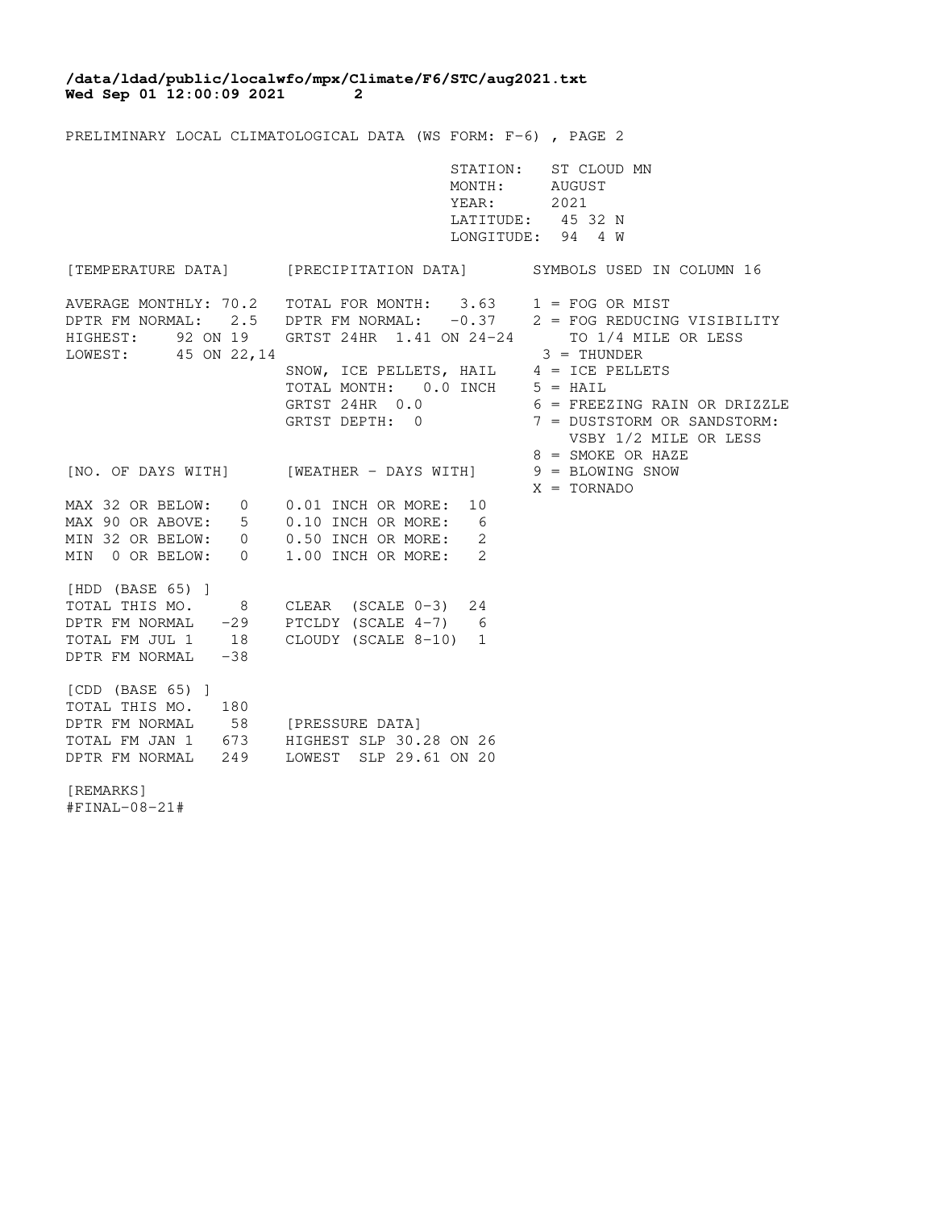**/data/ldad/public/localwfo/mpx/Climate/F6/STC/aug2021.txt**
**Wed Sep 01 12:00:09 2021 2**

PRELIMINARY LOCAL CLIMATOLOGICAL DATA (WS FORM: F-6) , PAGE 2

```
                                  STATION:   ST CLOUD MN
                                  MONTH:     AUGUST
                                  YEAR:      2021
                                  LATITUDE:   45 32 N
                                  LONGITUDE:  94  4 W

[TEMPERATURE DATA]      [PRECIPITATION DATA]       SYMBOLS USED IN COLUMN 16

AVERAGE MONTHLY: 70.2   TOTAL FOR MONTH:   3.63    1 = FOG OR MIST
DPTR FM NORMAL:   2.5   DPTR FM NORMAL:   -0.37    2 = FOG REDUCING VISIBILITY
HIGHEST:    92 ON 19    GRTST 24HR  1.41 ON 24-24      TO 1/4 MILE OR LESS
LOWEST:     45 ON 22,14                             3 = THUNDER
                        SNOW, ICE PELLETS, HAIL    4 = ICE PELLETS
                        TOTAL MONTH:   0.0 INCH    5 = HAIL
                        GRTST 24HR  0.0            6 = FREEZING RAIN OR DRIZZLE
                        GRTST DEPTH:  0            7 = DUSTSTORM OR SANDSTORM:
                                                       VSBY 1/2 MILE OR LESS
                                                   8 = SMOKE OR HAZE
[NO. OF DAYS WITH]      [WEATHER - DAYS WITH]      9 = BLOWING SNOW
                                                   X = TORNADO
MAX 32 OR BELOW:   0    0.01 INCH OR MORE:  10
MAX 90 OR ABOVE:   5    0.10 INCH OR MORE:   6
MIN 32 OR BELOW:   0    0.50 INCH OR MORE:   2
MIN  0 OR BELOW:   0    1.00 INCH OR MORE:   2

[HDD (BASE 65) ]
TOTAL THIS MO.     8    CLEAR  (SCALE 0-3)  24
DPTR FM NORMAL   -29    PTCLDY (SCALE 4-7)   6
TOTAL FM JUL 1    18    CLOUDY (SCALE 8-10)  1
DPTR FM NORMAL   -38

[CDD (BASE 65) ]
TOTAL THIS MO.   180
DPTR FM NORMAL    58    [PRESSURE DATA]
TOTAL FM JAN 1   673    HIGHEST SLP 30.28 ON 26
DPTR FM NORMAL   249    LOWEST  SLP 29.61 ON 20

[REMARKS]
#FINAL-08-21#
```